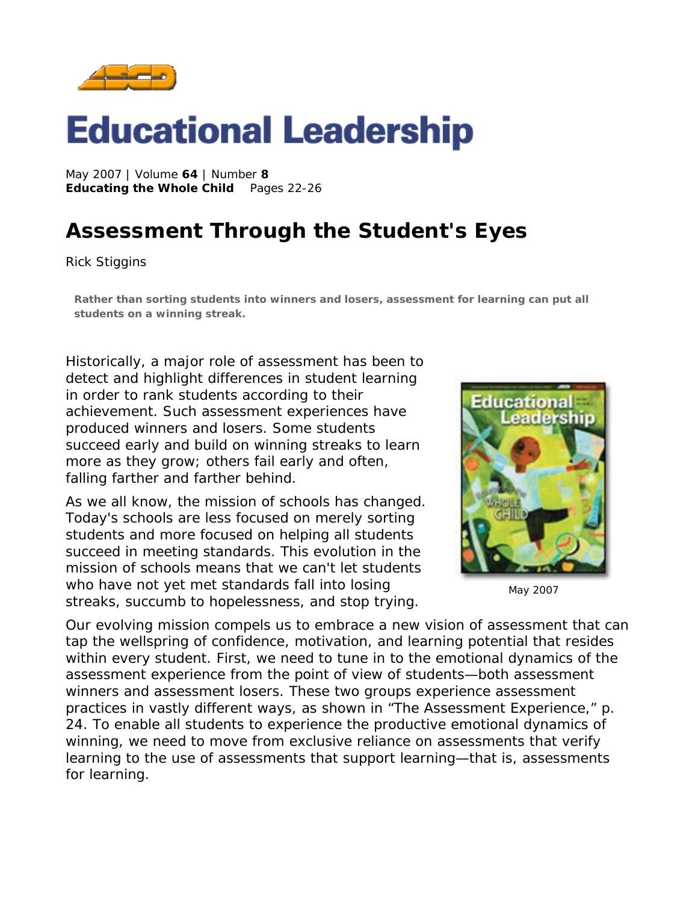# Educational Leadership

May 2007 | Volume **64** | Number **8**
**Educating the Whole Child** Pages 22-26

## Assessment Through the Student's Eyes

Rick Stiggins

**Rather than sorting students into winners and losers, assessment for learning can put all students on a winning streak.**

Historically, a major role of assessment has been to detect and highlight differences in student learning in order to rank students according to their achievement. Such assessment experiences have produced winners and losers. Some students succeed early and build on winning streaks to learn more as they grow; others fail early and often, falling farther and farther behind.

As we all know, the mission of schools has changed. Today's schools are less focused on merely sorting students and more focused on helping all students succeed in meeting standards. This evolution in the mission of schools means that we can't let students who have not yet met standards fall into losing streaks, succumb to hopelessness, and stop trying.

May 2007

Our evolving mission compels us to embrace a new vision of assessment that can tap the wellspring of confidence, motivation, and learning potential that resides within every student. First, we need to tune in to the emotional dynamics of the assessment experience from the point of view of students—both assessment winners and assessment losers. These two groups experience assessment practices in vastly different ways, as shown in "The Assessment Experience," p. 24. To enable all students to experience the productive emotional dynamics of winning, we need to move from exclusive reliance on assessments that verify learning to the use of assessments that support learning—that is, assessments for learning.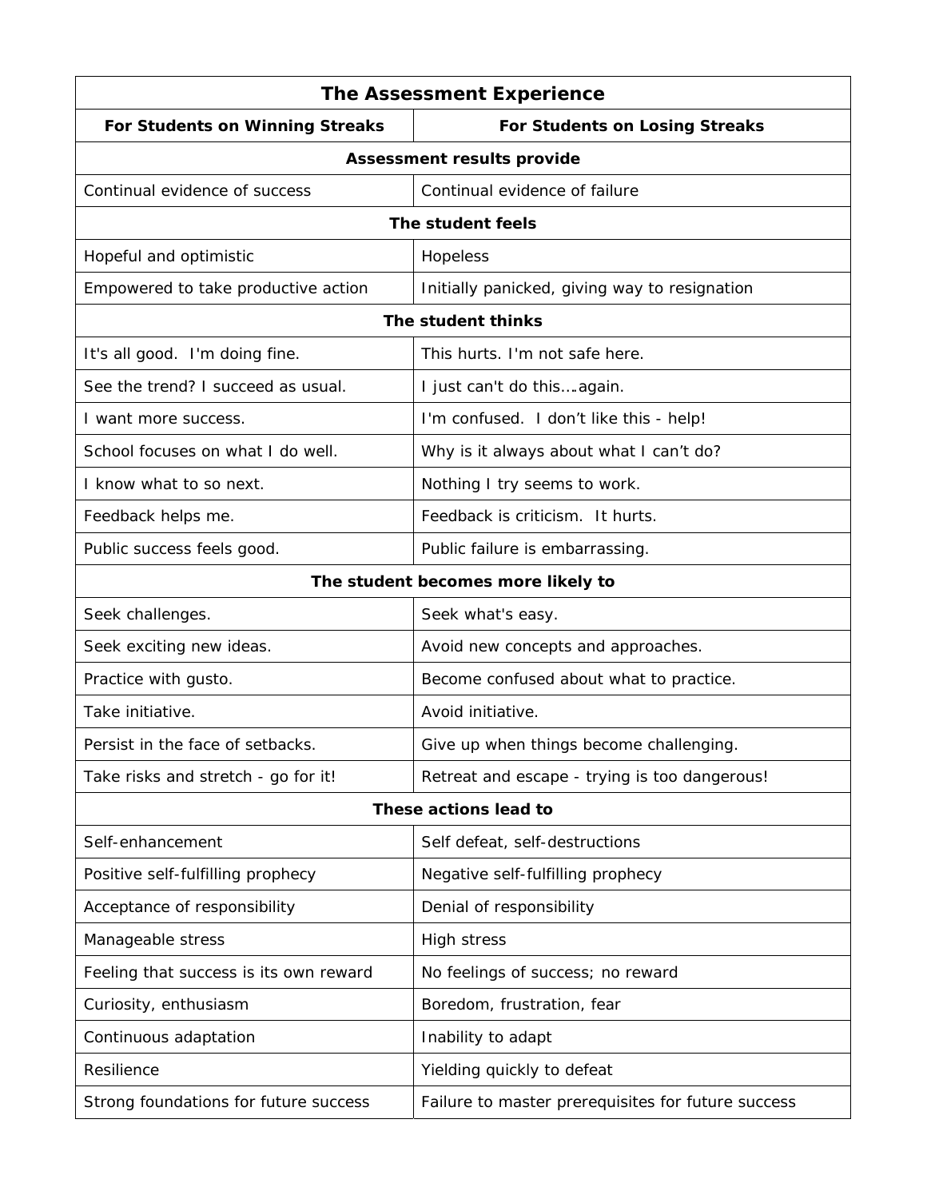| The Assessment Experience | |
|---|---|
| **For Students on Winning Streaks** | **For Students on Losing Streaks** |
| **Assessment results provide** | |
| Continual evidence of success | Continual evidence of failure |
| **The student feels** | |
| Hopeful and optimistic | Hopeless |
| Empowered to take productive action | Initially panicked, giving way to resignation |
| **The student thinks** | |
| It's all good. I'm doing fine. | This hurts. I'm not safe here. |
| See the trend? I succeed as usual. | I just can't do this….again. |
| I want more success. | I'm confused. I don't like this - help! |
| School focuses on what I do well. | Why is it always about what I can't do? |
| I know what to so next. | Nothing I try seems to work. |
| Feedback helps me. | Feedback is criticism. It hurts. |
| Public success feels good. | Public failure is embarrassing. |
| **The student becomes more likely to** | |
| Seek challenges. | Seek what's easy. |
| Seek exciting new ideas. | Avoid new concepts and approaches. |
| Practice with gusto. | Become confused about what to practice. |
| Take initiative. | Avoid initiative. |
| Persist in the face of setbacks. | Give up when things become challenging. |
| Take risks and stretch - go for it! | Retreat and escape - trying is too dangerous! |
| **These actions lead to** | |
| Self-enhancement | Self defeat, self-destructions |
| Positive self-fulfilling prophecy | Negative self-fulfilling prophecy |
| Acceptance of responsibility | Denial of responsibility |
| Manageable stress | High stress |
| Feeling that success is its own reward | No feelings of success; no reward |
| Curiosity, enthusiasm | Boredom, frustration, fear |
| Continuous adaptation | Inability to adapt |
| Resilience | Yielding quickly to defeat |
| Strong foundations for future success | Failure to master prerequisites for future success |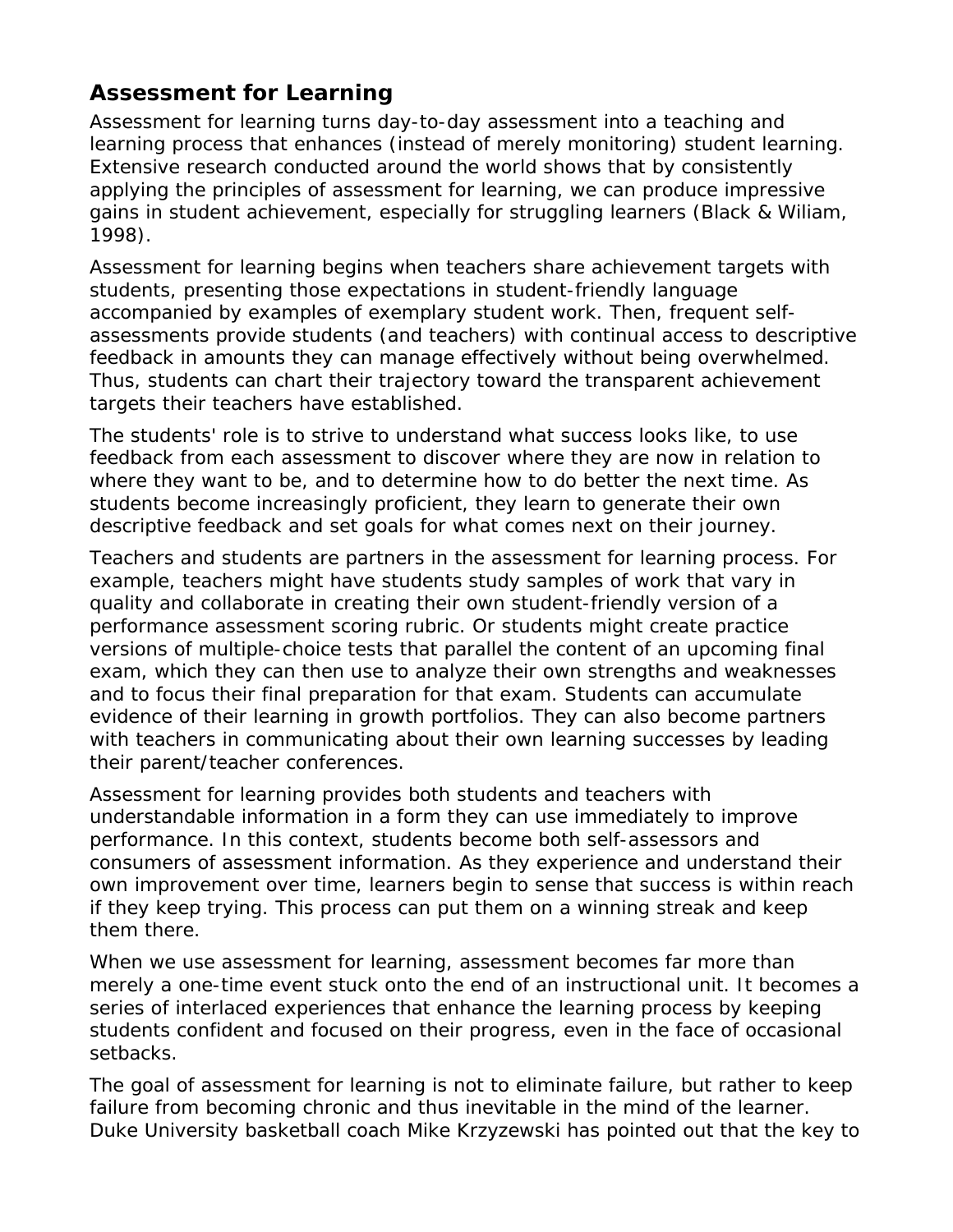## Assessment for Learning

Assessment for learning turns day-to-day assessment into a teaching and learning process that enhances (instead of merely monitoring) student learning. Extensive research conducted around the world shows that by consistently applying the principles of assessment for learning, we can produce impressive gains in student achievement, especially for struggling learners (Black & Wiliam, 1998).

Assessment for learning begins when teachers share achievement targets with students, presenting those expectations in student-friendly language accompanied by examples of exemplary student work. Then, frequent self-assessments provide students (and teachers) with continual access to descriptive feedback in amounts they can manage effectively without being overwhelmed. Thus, students can chart their trajectory toward the transparent achievement targets their teachers have established.

The students' role is to strive to understand what success looks like, to use feedback from each assessment to discover where they are now in relation to where they want to be, and to determine how to do better the next time. As students become increasingly proficient, they learn to generate their own descriptive feedback and set goals for what comes next on their journey.

Teachers and students are partners in the assessment for learning process. For example, teachers might have students study samples of work that vary in quality and collaborate in creating their own student-friendly version of a performance assessment scoring rubric. Or students might create practice versions of multiple-choice tests that parallel the content of an upcoming final exam, which they can then use to analyze their own strengths and weaknesses and to focus their final preparation for that exam. Students can accumulate evidence of their learning in growth portfolios. They can also become partners with teachers in communicating about their own learning successes by leading their parent/teacher conferences.

Assessment for learning provides both students and teachers with understandable information in a form they can use immediately to improve performance. In this context, students become both self-assessors and consumers of assessment information. As they experience and understand their own improvement over time, learners begin to sense that success is within reach if they keep trying. This process can put them on a winning streak and keep them there.

When we use assessment for learning, assessment becomes far more than merely a one-time event stuck onto the end of an instructional unit. It becomes a series of interlaced experiences that enhance the learning process by keeping students confident and focused on their progress, even in the face of occasional setbacks.

The goal of assessment for learning is not to eliminate failure, but rather to keep failure from becoming chronic and thus inevitable in the mind of the learner. Duke University basketball coach Mike Krzyzewski has pointed out that the key to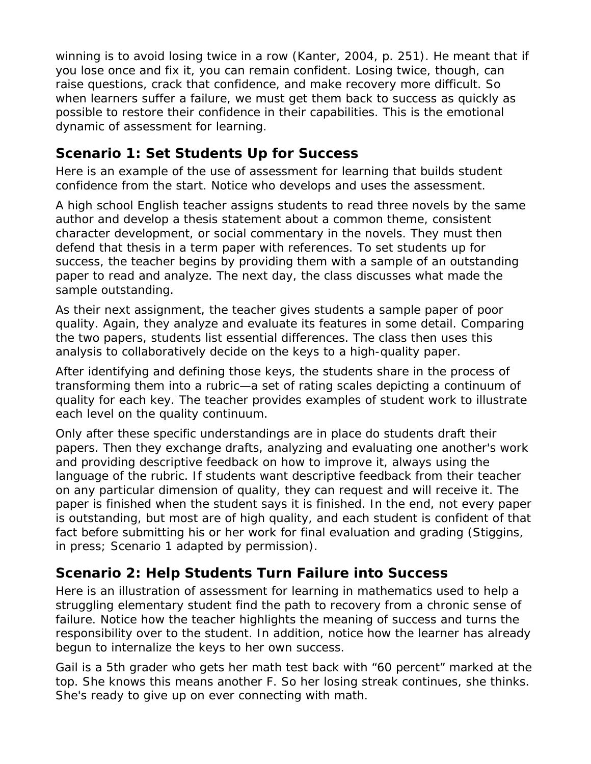winning is to avoid losing twice in a row (Kanter, 2004, p. 251). He meant that if you lose once and fix it, you can remain confident. Losing twice, though, can raise questions, crack that confidence, and make recovery more difficult. So when learners suffer a failure, we must get them back to success as quickly as possible to restore their confidence in their capabilities. This is the emotional dynamic of assessment for learning.

## Scenario 1: Set Students Up for Success

Here is an example of the use of assessment for learning that builds student confidence from the start. Notice who develops and uses the assessment.

A high school English teacher assigns students to read three novels by the same author and develop a thesis statement about a common theme, consistent character development, or social commentary in the novels. They must then defend that thesis in a term paper with references. To set students up for success, the teacher begins by providing them with a sample of an outstanding paper to read and analyze. The next day, the class discusses what made the sample outstanding.

As their next assignment, the teacher gives students a sample paper of poor quality. Again, they analyze and evaluate its features in some detail. Comparing the two papers, students list essential differences. The class then uses this analysis to collaboratively decide on the keys to a high-quality paper.

After identifying and defining those keys, the students share in the process of transforming them into a rubric—a set of rating scales depicting a continuum of quality for each key. The teacher provides examples of student work to illustrate each level on the quality continuum.

Only after these specific understandings are in place do students draft their papers. Then they exchange drafts, analyzing and evaluating one another's work and providing descriptive feedback on how to improve it, always using the language of the rubric. If students want descriptive feedback from their teacher on any particular dimension of quality, they can request and will receive it. The paper is finished when the student says it is finished. In the end, not every paper is outstanding, but most are of high quality, and each student is confident of that fact before submitting his or her work for final evaluation and grading (Stiggins, in press; Scenario 1 adapted by permission).

## Scenario 2: Help Students Turn Failure into Success

Here is an illustration of assessment for learning in mathematics used to help a struggling elementary student find the path to recovery from a chronic sense of failure. Notice how the teacher highlights the meaning of success and turns the responsibility over to the student. In addition, notice how the learner has already begun to internalize the keys to her own success.

Gail is a 5th grader who gets her math test back with "60 percent" marked at the top. She knows this means another F. So her losing streak continues, she thinks. She's ready to give up on ever connecting with math.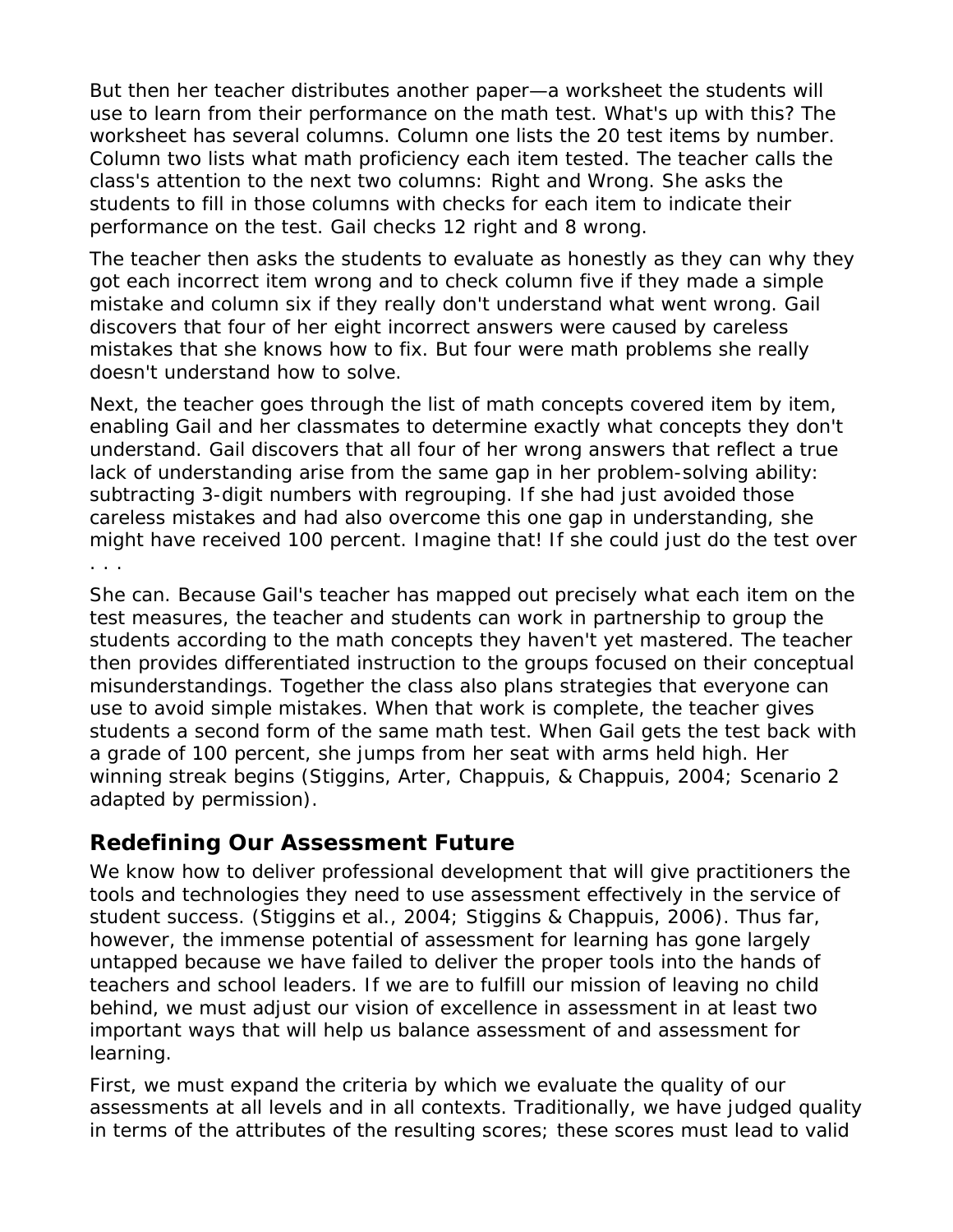But then her teacher distributes another paper—a worksheet the students will use to learn from their performance on the math test. What's up with this? The worksheet has several columns. Column one lists the 20 test items by number. Column two lists what math proficiency each item tested. The teacher calls the class's attention to the next two columns: Right and Wrong. She asks the students to fill in those columns with checks for each item to indicate their performance on the test. Gail checks 12 right and 8 wrong.

The teacher then asks the students to evaluate as honestly as they can why they got each incorrect item wrong and to check column five if they made a simple mistake and column six if they really don't understand what went wrong. Gail discovers that four of her eight incorrect answers were caused by careless mistakes that she knows how to fix. But four were math problems she really doesn't understand how to solve.

Next, the teacher goes through the list of math concepts covered item by item, enabling Gail and her classmates to determine exactly what concepts they don't understand. Gail discovers that all four of her wrong answers that reflect a true lack of understanding arise from the same gap in her problem-solving ability: subtracting 3-digit numbers with regrouping. If she had just avoided those careless mistakes and had also overcome this one gap in understanding, she might have received 100 percent. Imagine that! If she could just do the test over . . .

She can. Because Gail's teacher has mapped out precisely what each item on the test measures, the teacher and students can work in partnership to group the students according to the math concepts they haven't yet mastered. The teacher then provides differentiated instruction to the groups focused on their conceptual misunderstandings. Together the class also plans strategies that everyone can use to avoid simple mistakes. When that work is complete, the teacher gives students a second form of the same math test. When Gail gets the test back with a grade of 100 percent, she jumps from her seat with arms held high. Her winning streak begins (Stiggins, Arter, Chappuis, & Chappuis, 2004; Scenario 2 adapted by permission).

## Redefining Our Assessment Future

We know how to deliver professional development that will give practitioners the tools and technologies they need to use assessment effectively in the service of student success. (Stiggins et al., 2004; Stiggins & Chappuis, 2006). Thus far, however, the immense potential of assessment for learning has gone largely untapped because we have failed to deliver the proper tools into the hands of teachers and school leaders. If we are to fulfill our mission of leaving no child behind, we must adjust our vision of excellence in assessment in at least two important ways that will help us balance assessment of and assessment for learning.

First, we must expand the criteria by which we evaluate the quality of our assessments at all levels and in all contexts. Traditionally, we have judged quality in terms of the attributes of the resulting scores; these scores must lead to valid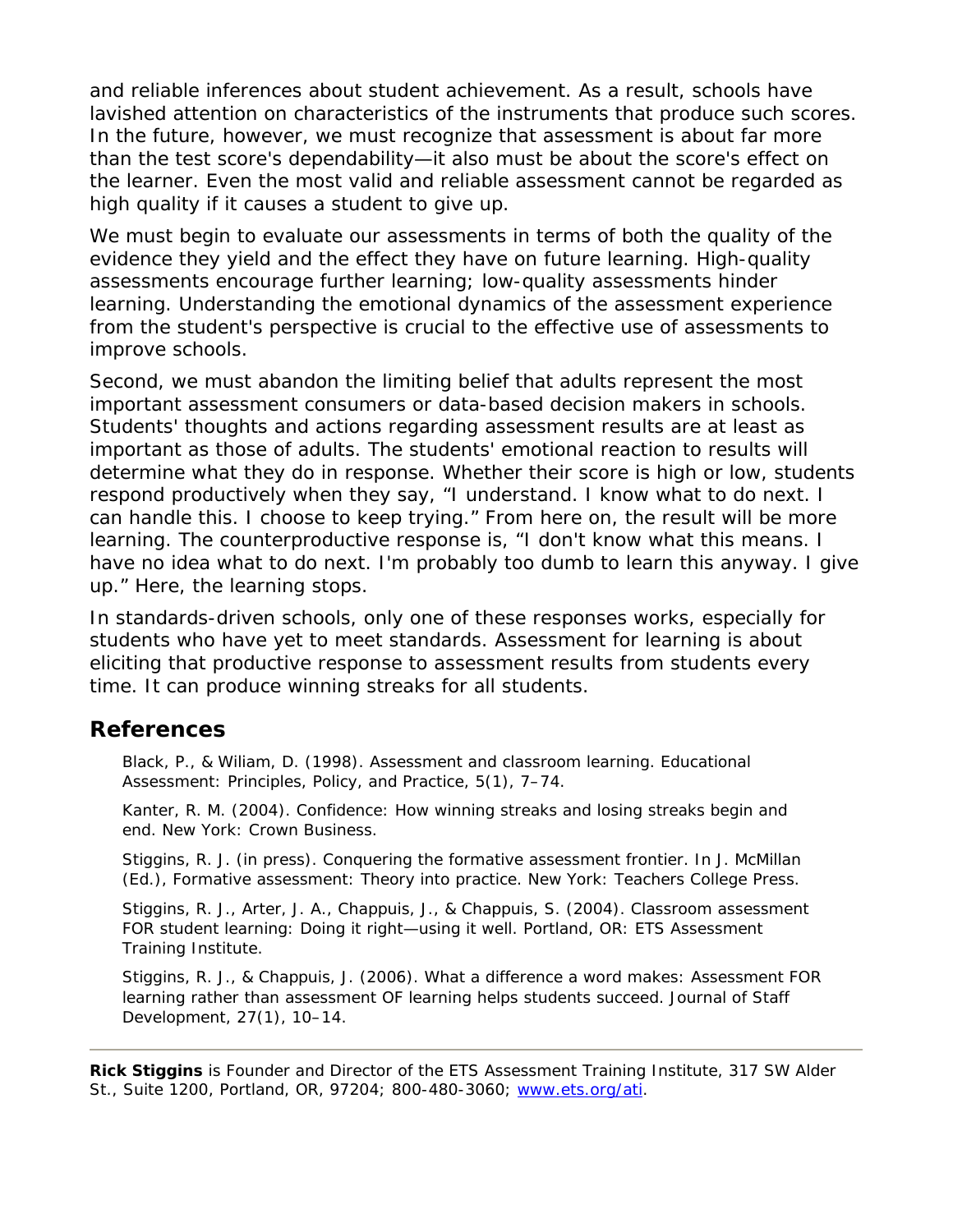and reliable inferences about student achievement. As a result, schools have lavished attention on characteristics of the instruments that produce such scores. In the future, however, we must recognize that assessment is about far more than the test score's dependability—it also must be about the score's effect on the learner. Even the most valid and reliable assessment cannot be regarded as high quality if it causes a student to give up.

We must begin to evaluate our assessments in terms of both the quality of the evidence they yield and the effect they have on future learning. High-quality assessments encourage further learning; low-quality assessments hinder learning. Understanding the emotional dynamics of the assessment experience from the student's perspective is crucial to the effective use of assessments to improve schools.

Second, we must abandon the limiting belief that adults represent the most important assessment consumers or data-based decision makers in schools. Students' thoughts and actions regarding assessment results are at least as important as those of adults. The students' emotional reaction to results will determine what they do in response. Whether their score is high or low, students respond productively when they say, "I understand. I know what to do next. I can handle this. I choose to keep trying." From here on, the result will be more learning. The counterproductive response is, "I don't know what this means. I have no idea what to do next. I'm probably too dumb to learn this anyway. I give up." Here, the learning stops.

In standards-driven schools, only one of these responses works, especially for students who have yet to meet standards. Assessment for learning is about eliciting that productive response to assessment results from students every time. It can produce winning streaks for all students.

## References

Black, P., & Wiliam, D. (1998). Assessment and classroom learning. Educational Assessment: Principles, Policy, and Practice, 5(1), 7–74.

Kanter, R. M. (2004). Confidence: How winning streaks and losing streaks begin and end. New York: Crown Business.

Stiggins, R. J. (in press). Conquering the formative assessment frontier. In J. McMillan (Ed.), Formative assessment: Theory into practice. New York: Teachers College Press.

Stiggins, R. J., Arter, J. A., Chappuis, J., & Chappuis, S. (2004). Classroom assessment FOR student learning: Doing it right—using it well. Portland, OR: ETS Assessment Training Institute.

Stiggins, R. J., & Chappuis, J. (2006). What a difference a word makes: Assessment FOR learning rather than assessment OF learning helps students succeed. Journal of Staff Development, 27(1), 10–14.

---

**Rick Stiggins** is Founder and Director of the ETS Assessment Training Institute, 317 SW Alder St., Suite 1200, Portland, OR, 97204; 800-480-3060; [www.ets.org/ati](http://www.ets.org/ati).